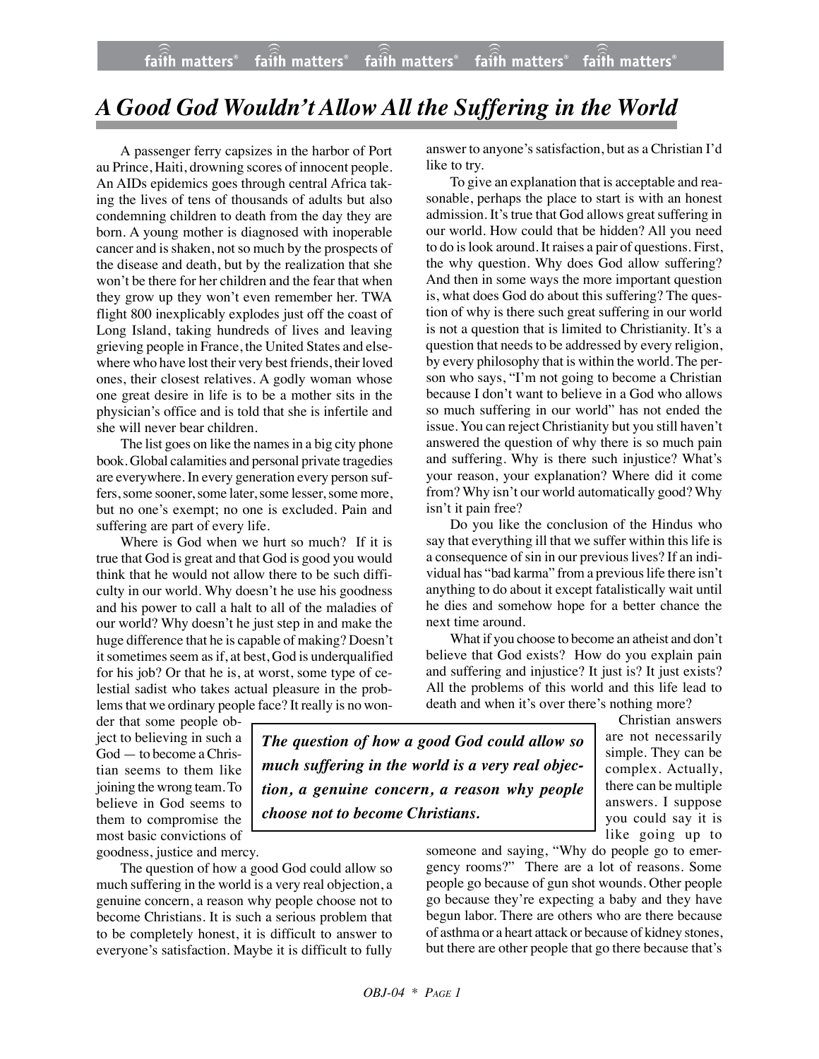# A Good God Wouldn't Allow All the Suffering in the World

A passenger ferry capsizes in the harbor of Port au Prince, Haiti, drowning scores of innocent people. An AIDs epidemics goes through central Africa taking the lives of tens of thousands of adults but also condemning children to death from the day they are born. A young mother is diagnosed with inoperable cancer and is shaken, not so much by the prospects of the disease and death, but by the realization that she won't be there for her children and the fear that when they grow up they won't even remember her. TWA flight 800 inexplicably explodes just off the coast of Long Island, taking hundreds of lives and leaving grieving people in France, the United States and elsewhere who have lost their very best friends, their loved ones, their closest relatives. A godly woman whose one great desire in life is to be a mother sits in the physician's office and is told that she is infertile and she will never bear children.

The list goes on like the names in a big city phone book. Global calamities and personal private tragedies are everywhere. In every generation every person suffers, some sooner, some later, some lesser, some more, but no one's exempt; no one is excluded. Pain and suffering are part of every life.

Where is God when we hurt so much? If it is true that God is great and that God is good you would think that he would not allow there to be such difficulty in our world. Why doesn't he use his goodness and his power to call a halt to all of the maladies of our world? Why doesn't he just step in and make the huge difference that he is capable of making? Doesn't it sometimes seem as if, at best, God is underqualified for his job? Or that he is, at worst, some type of celestial sadist who takes actual pleasure in the problems that we ordinary people face? It really is no wonder that some people object to believing in such a God — to become a Christian seems to them like joining the wrong team. To believe in God seems to them to compromise the most basic convictions of goodness, justice and mercy.

> ***The question of how a good God could allow so much suffering in the world is a very real objection, a genuine concern, a reason why people choose not to become Christians.***

The question of how a good God could allow so much suffering in the world is a very real objection, a genuine concern, a reason why people choose not to become Christians. It is such a serious problem that to be completely honest, it is difficult to answer to everyone's satisfaction. Maybe it is difficult to fully answer to anyone's satisfaction, but as a Christian I'd like to try.

To give an explanation that is acceptable and reasonable, perhaps the place to start is with an honest admission. It's true that God allows great suffering in our world. How could that be hidden? All you need to do is look around. It raises a pair of questions. First, the why question. Why does God allow suffering? And then in some ways the more important question is, what does God do about this suffering? The question of why is there such great suffering in our world is not a question that is limited to Christianity. It's a question that needs to be addressed by every religion, by every philosophy that is within the world. The person who says, "I'm not going to become a Christian because I don't want to believe in a God who allows so much suffering in our world" has not ended the issue. You can reject Christianity but you still haven't answered the question of why there is so much pain and suffering. Why is there such injustice? What's your reason, your explanation? Where did it come from? Why isn't our world automatically good? Why isn't it pain free?

Do you like the conclusion of the Hindus who say that everything ill that we suffer within this life is a consequence of sin in our previous lives? If an individual has "bad karma" from a previous life there isn't anything to do about it except fatalistically wait until he dies and somehow hope for a better chance the next time around.

What if you choose to become an atheist and don't believe that God exists? How do you explain pain and suffering and injustice? It just is? It just exists? All the problems of this world and this life lead to death and when it's over there's nothing more?

Christian answers are not necessarily simple. They can be complex. Actually, there can be multiple answers. I suppose you could say it is like going up to someone and saying, "Why do people go to emergency rooms?" There are a lot of reasons. Some people go because of gun shot wounds. Other people go because they're expecting a baby and they have begun labor. There are others who are there because of asthma or a heart attack or because of kidney stones, but there are other people that go there because that's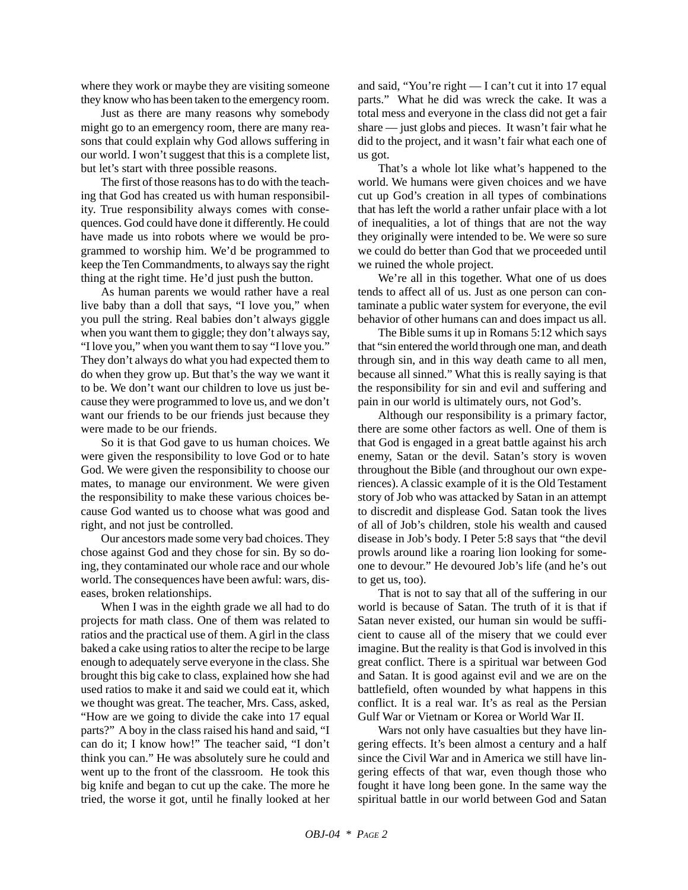where they work or maybe they are visiting someone they know who has been taken to the emergency room.

Just as there are many reasons why somebody might go to an emergency room, there are many reasons that could explain why God allows suffering in our world. I won't suggest that this is a complete list, but let's start with three possible reasons.

The first of those reasons has to do with the teaching that God has created us with human responsibility. True responsibility always comes with consequences. God could have done it differently. He could have made us into robots where we would be programmed to worship him. We'd be programmed to keep the Ten Commandments, to always say the right thing at the right time. He'd just push the button.

As human parents we would rather have a real live baby than a doll that says, "I love you," when you pull the string. Real babies don't always giggle when you want them to giggle; they don't always say, "I love you," when you want them to say "I love you." They don't always do what you had expected them to do when they grow up. But that's the way we want it to be. We don't want our children to love us just because they were programmed to love us, and we don't want our friends to be our friends just because they were made to be our friends.

So it is that God gave to us human choices. We were given the responsibility to love God or to hate God. We were given the responsibility to choose our mates, to manage our environment. We were given the responsibility to make these various choices because God wanted us to choose what was good and right, and not just be controlled.

Our ancestors made some very bad choices. They chose against God and they chose for sin. By so doing, they contaminated our whole race and our whole world. The consequences have been awful: wars, diseases, broken relationships.

When I was in the eighth grade we all had to do projects for math class. One of them was related to ratios and the practical use of them. A girl in the class baked a cake using ratios to alter the recipe to be large enough to adequately serve everyone in the class. She brought this big cake to class, explained how she had used ratios to make it and said we could eat it, which we thought was great. The teacher, Mrs. Cass, asked, "How are we going to divide the cake into 17 equal parts?" A boy in the class raised his hand and said, "I can do it; I know how!" The teacher said, "I don't think you can." He was absolutely sure he could and went up to the front of the classroom. He took this big knife and began to cut up the cake. The more he tried, the worse it got, until he finally looked at her and said, "You're right — I can't cut it into 17 equal parts." What he did was wreck the cake. It was a total mess and everyone in the class did not get a fair share — just globs and pieces. It wasn't fair what he did to the project, and it wasn't fair what each one of us got.

That's a whole lot like what's happened to the world. We humans were given choices and we have cut up God's creation in all types of combinations that has left the world a rather unfair place with a lot of inequalities, a lot of things that are not the way they originally were intended to be. We were so sure we could do better than God that we proceeded until we ruined the whole project.

We're all in this together. What one of us does tends to affect all of us. Just as one person can contaminate a public water system for everyone, the evil behavior of other humans can and does impact us all.

The Bible sums it up in Romans 5:12 which says that "sin entered the world through one man, and death through sin, and in this way death came to all men, because all sinned." What this is really saying is that the responsibility for sin and evil and suffering and pain in our world is ultimately ours, not God's.

Although our responsibility is a primary factor, there are some other factors as well. One of them is that God is engaged in a great battle against his arch enemy, Satan or the devil. Satan's story is woven throughout the Bible (and throughout our own experiences). A classic example of it is the Old Testament story of Job who was attacked by Satan in an attempt to discredit and displease God. Satan took the lives of all of Job's children, stole his wealth and caused disease in Job's body. I Peter 5:8 says that "the devil prowls around like a roaring lion looking for someone to devour." He devoured Job's life (and he's out to get us, too).

That is not to say that all of the suffering in our world is because of Satan. The truth of it is that if Satan never existed, our human sin would be sufficient to cause all of the misery that we could ever imagine. But the reality is that God is involved in this great conflict. There is a spiritual war between God and Satan. It is good against evil and we are on the battlefield, often wounded by what happens in this conflict. It is a real war. It's as real as the Persian Gulf War or Vietnam or Korea or World War II.

Wars not only have casualties but they have lingering effects. It's been almost a century and a half since the Civil War and in America we still have lingering effects of that war, even though those who fought it have long been gone. In the same way the spiritual battle in our world between God and Satan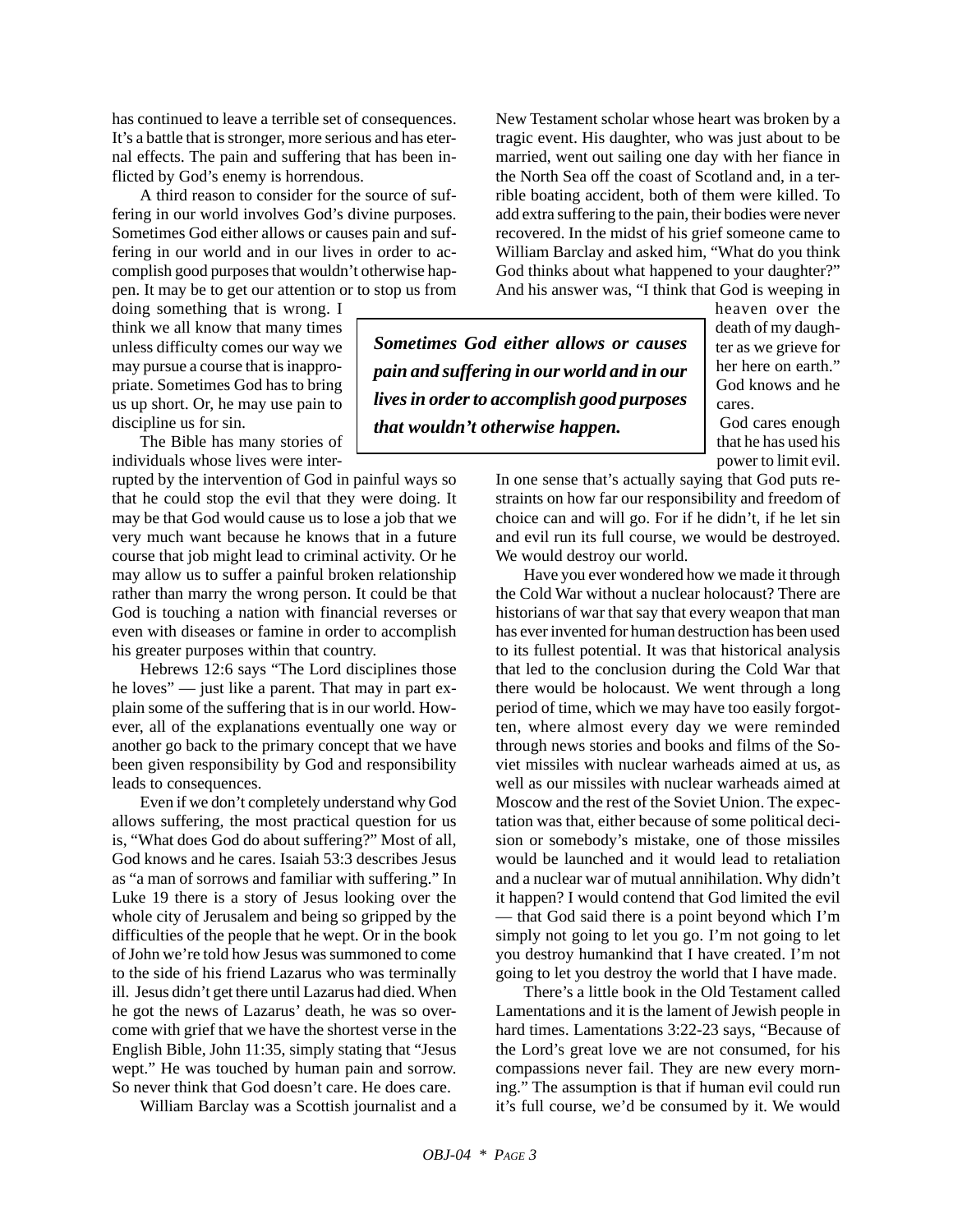has continued to leave a terrible set of consequences. It's a battle that is stronger, more serious and has eternal effects. The pain and suffering that has been inflicted by God's enemy is horrendous.

A third reason to consider for the source of suffering in our world involves God's divine purposes. Sometimes God either allows or causes pain and suffering in our world and in our lives in order to accomplish good purposes that wouldn't otherwise happen. It may be to get our attention or to stop us from doing something that is wrong. I think we all know that many times unless difficulty comes our way we may pursue a course that is inappropriate. Sometimes God has to bring us up short. Or, he may use pain to discipline us for sin.

> ***Sometimes God either allows or causes pain and suffering in our world and in our lives in order to accomplish good purposes that wouldn't otherwise happen.***

The Bible has many stories of individuals whose lives were interrupted by the intervention of God in painful ways so that he could stop the evil that they were doing. It may be that God would cause us to lose a job that we very much want because he knows that in a future course that job might lead to criminal activity. Or he may allow us to suffer a painful broken relationship rather than marry the wrong person. It could be that God is touching a nation with financial reverses or even with diseases or famine in order to accomplish his greater purposes within that country.

Hebrews 12:6 says "The Lord disciplines those he loves" — just like a parent. That may in part explain some of the suffering that is in our world. However, all of the explanations eventually one way or another go back to the primary concept that we have been given responsibility by God and responsibility leads to consequences.

Even if we don't completely understand why God allows suffering, the most practical question for us is, "What does God do about suffering?" Most of all, God knows and he cares. Isaiah 53:3 describes Jesus as "a man of sorrows and familiar with suffering." In Luke 19 there is a story of Jesus looking over the whole city of Jerusalem and being so gripped by the difficulties of the people that he wept. Or in the book of John we're told how Jesus was summoned to come to the side of his friend Lazarus who was terminally ill. Jesus didn't get there until Lazarus had died. When he got the news of Lazarus' death, he was so overcome with grief that we have the shortest verse in the English Bible, John 11:35, simply stating that "Jesus wept." He was touched by human pain and sorrow. So never think that God doesn't care. He does care.

William Barclay was a Scottish journalist and a New Testament scholar whose heart was broken by a tragic event. His daughter, who was just about to be married, went out sailing one day with her fiance in the North Sea off the coast of Scotland and, in a terrible boating accident, both of them were killed. To add extra suffering to the pain, their bodies were never recovered. In the midst of his grief someone came to William Barclay and asked him, "What do you think God thinks about what happened to your daughter?" And his answer was, "I think that God is weeping in heaven over the death of my daughter as we grieve for her here on earth." God knows and he cares.

God cares enough that he has used his power to limit evil. In one sense that's actually saying that God puts restraints on how far our responsibility and freedom of choice can and will go. For if he didn't, if he let sin and evil run its full course, we would be destroyed. We would destroy our world.

Have you ever wondered how we made it through the Cold War without a nuclear holocaust? There are historians of war that say that every weapon that man has ever invented for human destruction has been used to its fullest potential. It was that historical analysis that led to the conclusion during the Cold War that there would be holocaust. We went through a long period of time, which we may have too easily forgotten, where almost every day we were reminded through news stories and books and films of the Soviet missiles with nuclear warheads aimed at us, as well as our missiles with nuclear warheads aimed at Moscow and the rest of the Soviet Union. The expectation was that, either because of some political decision or somebody's mistake, one of those missiles would be launched and it would lead to retaliation and a nuclear war of mutual annihilation. Why didn't it happen? I would contend that God limited the evil — that God said there is a point beyond which I'm simply not going to let you go. I'm not going to let you destroy humankind that I have created. I'm not going to let you destroy the world that I have made.

There's a little book in the Old Testament called Lamentations and it is the lament of Jewish people in hard times. Lamentations 3:22-23 says, "Because of the Lord's great love we are not consumed, for his compassions never fail. They are new every morning." The assumption is that if human evil could run it's full course, we'd be consumed by it. We would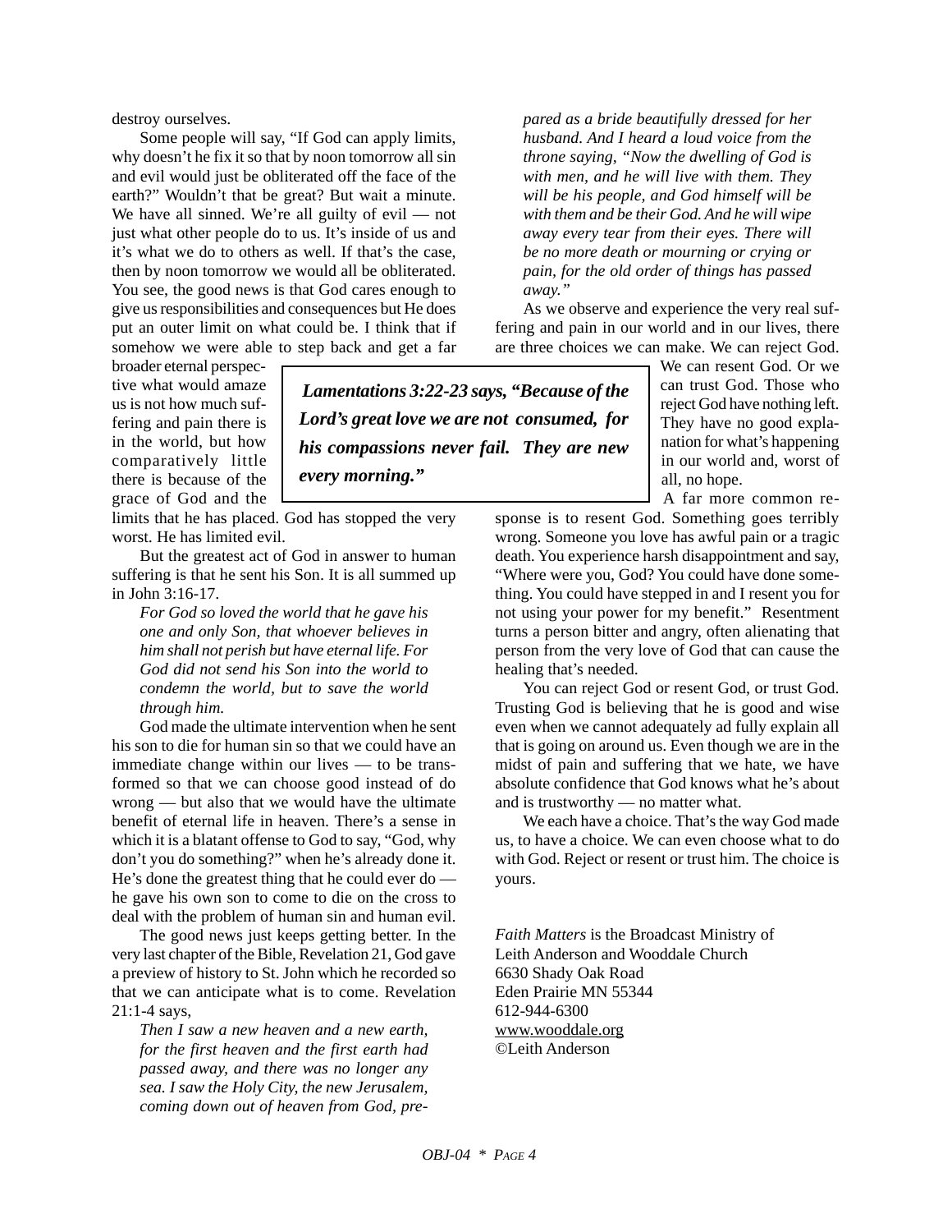destroy ourselves.

Some people will say, "If God can apply limits, why doesn't he fix it so that by noon tomorrow all sin and evil would just be obliterated off the face of the earth?" Wouldn't that be great? But wait a minute. We have all sinned. We're all guilty of evil — not just what other people do to us. It's inside of us and it's what we do to others as well. If that's the case, then by noon tomorrow we would all be obliterated. You see, the good news is that God cares enough to give us responsibilities and consequences but He does put an outer limit on what could be. I think that if somehow we were able to step back and get a far broader eternal perspective what would amaze us is not how much suffering and pain there is in the world, but how comparatively little there is because of the grace of God and the limits that he has placed. God has stopped the very worst. He has limited evil.

> ***Lamentations 3:22-23 says, "Because of the Lord's great love we are not consumed, for his compassions never fail. They are new every morning."***

But the greatest act of God in answer to human suffering is that he sent his Son. It is all summed up in John 3:16-17.

*For God so loved the world that he gave his one and only Son, that whoever believes in him shall not perish but have eternal life. For God did not send his Son into the world to condemn the world, but to save the world through him.*

God made the ultimate intervention when he sent his son to die for human sin so that we could have an immediate change within our lives — to be transformed so that we can choose good instead of do wrong — but also that we would have the ultimate benefit of eternal life in heaven. There's a sense in which it is a blatant offense to God to say, "God, why don't you do something?" when he's already done it. He's done the greatest thing that he could ever do — he gave his own son to come to die on the cross to deal with the problem of human sin and human evil.

The good news just keeps getting better. In the very last chapter of the Bible, Revelation 21, God gave a preview of history to St. John which he recorded so that we can anticipate what is to come. Revelation 21:1-4 says,

*Then I saw a new heaven and a new earth, for the first heaven and the first earth had passed away, and there was no longer any sea. I saw the Holy City, the new Jerusalem, coming down out of heaven from God, prepared as a bride beautifully dressed for her husband. And I heard a loud voice from the throne saying, "Now the dwelling of God is with men, and he will live with them. They will be his people, and God himself will be with them and be their God. And he will wipe away every tear from their eyes. There will be no more death or mourning or crying or pain, for the old order of things has passed away."*

As we observe and experience the very real suffering and pain in our world and in our lives, there are three choices we can make. We can reject God. We can resent God. Or we can trust God. Those who reject God have nothing left. They have no good explanation for what's happening in our world and, worst of all, no hope.

A far more common response is to resent God. Something goes terribly wrong. Someone you love has awful pain or a tragic death. You experience harsh disappointment and say, "Where were you, God? You could have done something. You could have stepped in and I resent you for not using your power for my benefit." Resentment turns a person bitter and angry, often alienating that person from the very love of God that can cause the healing that's needed.

You can reject God or resent God, or trust God. Trusting God is believing that he is good and wise even when we cannot adequately ad fully explain all that is going on around us. Even though we are in the midst of pain and suffering that we hate, we have absolute confidence that God knows what he's about and is trustworthy — no matter what.

We each have a choice. That's the way God made us, to have a choice. We can even choose what to do with God. Reject or resent or trust him. The choice is yours.

*Faith Matters* is the Broadcast Ministry of
Leith Anderson and Wooddale Church
6630 Shady Oak Road
Eden Prairie MN 55344
612-944-6300
www.wooddale.org
©Leith Anderson